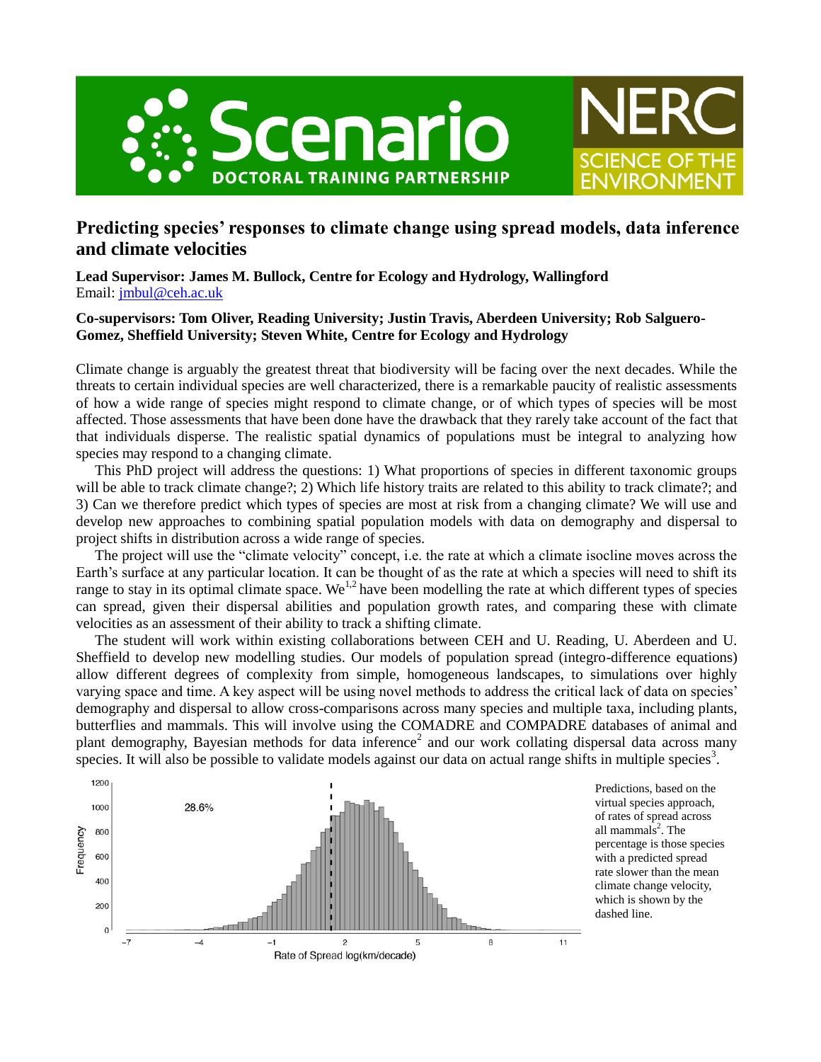# Predicting species' responses to climate change using spread models, data inference and climate velocities

**Lead Supervisor: James M. Bullock, Centre for Ecology and Hydrology, Wallingford**
Email: jmbul@ceh.ac.uk

**Co-supervisors: Tom Oliver, Reading University; Justin Travis, Aberdeen University; Rob Salguero-Gomez, Sheffield University; Steven White, Centre for Ecology and Hydrology**

Climate change is arguably the greatest threat that biodiversity will be facing over the next decades. While the threats to certain individual species are well characterized, there is a remarkable paucity of realistic assessments of how a wide range of species might respond to climate change, or of which types of species will be most affected. Those assessments that have been done have the drawback that they rarely take account of the fact that that individuals disperse. The realistic spatial dynamics of populations must be integral to analyzing how species may respond to a changing climate.

This PhD project will address the questions: 1) What proportions of species in different taxonomic groups will be able to track climate change?; 2) Which life history traits are related to this ability to track climate?; and 3) Can we therefore predict which types of species are most at risk from a changing climate? We will use and develop new approaches to combining spatial population models with data on demography and dispersal to project shifts in distribution across a wide range of species.

The project will use the "climate velocity" concept, i.e. the rate at which a climate isocline moves across the Earth's surface at any particular location. It can be thought of as the rate at which a species will need to shift its range to stay in its optimal climate space. We[1,2] have been modelling the rate at which different types of species can spread, given their dispersal abilities and population growth rates, and comparing these with climate velocities as an assessment of their ability to track a shifting climate.

The student will work within existing collaborations between CEH and U. Reading, U. Aberdeen and U. Sheffield to develop new modelling studies. Our models of population spread (integro-difference equations) allow different degrees of complexity from simple, homogeneous landscapes, to simulations over highly varying space and time. A key aspect will be using novel methods to address the critical lack of data on species' demography and dispersal to allow cross-comparisons across many species and multiple taxa, including plants, butterflies and mammals. This will involve using the COMADRE and COMPADRE databases of animal and plant demography, Bayesian methods for data inference[2] and our work collating dispersal data across many species. It will also be possible to validate models against our data on actual range shifts in multiple species[3].

Predictions, based on the virtual species approach, of rates of spread across all mammals[2]. The percentage is those species with a predicted spread rate slower than the mean climate change velocity, which is shown by the dashed line.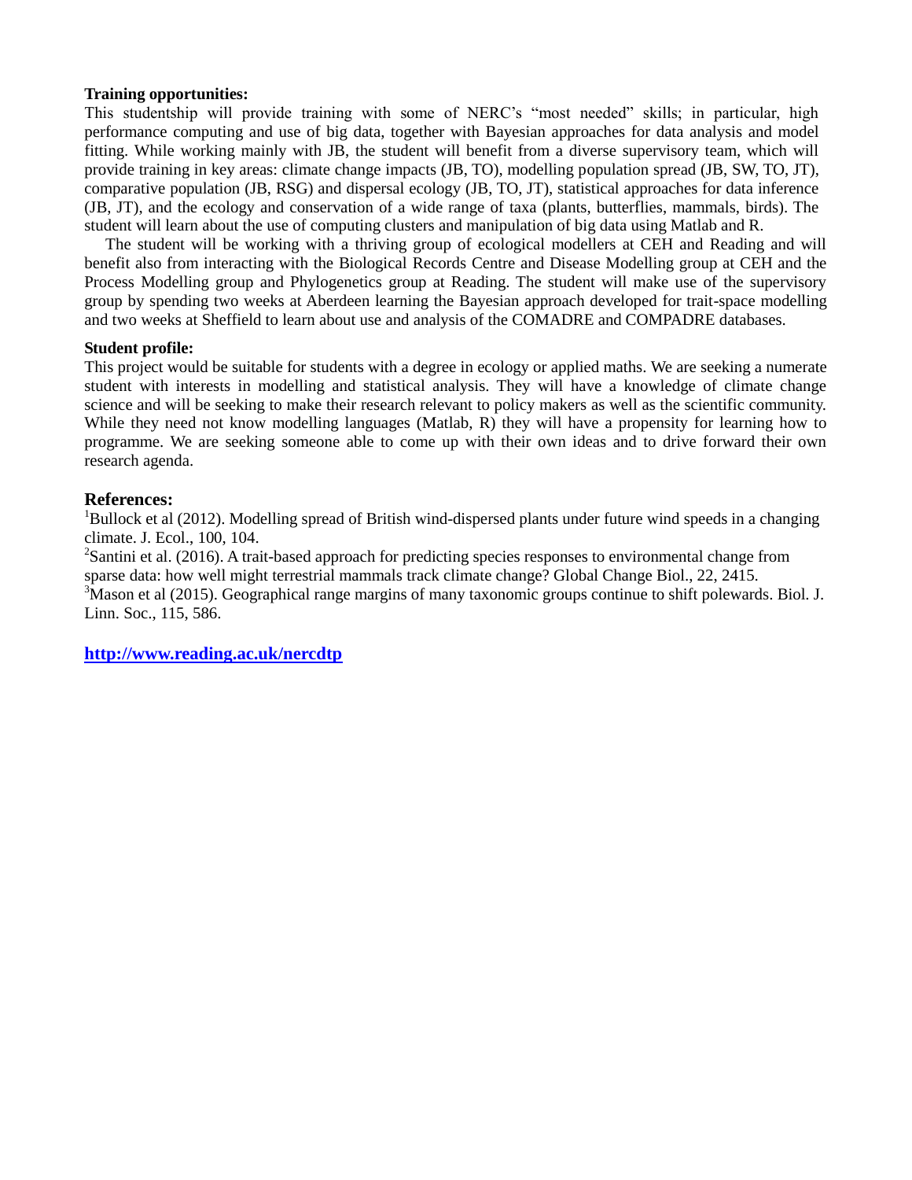**Training opportunities:**

This studentship will provide training with some of NERC's "most needed" skills; in particular, high performance computing and use of big data, together with Bayesian approaches for data analysis and model fitting. While working mainly with JB, the student will benefit from a diverse supervisory team, which will provide training in key areas: climate change impacts (JB, TO), modelling population spread (JB, SW, TO, JT), comparative population (JB, RSG) and dispersal ecology (JB, TO, JT), statistical approaches for data inference (JB, JT), and the ecology and conservation of a wide range of taxa (plants, butterflies, mammals, birds). The student will learn about the use of computing clusters and manipulation of big data using Matlab and R.

The student will be working with a thriving group of ecological modellers at CEH and Reading and will benefit also from interacting with the Biological Records Centre and Disease Modelling group at CEH and the Process Modelling group and Phylogenetics group at Reading. The student will make use of the supervisory group by spending two weeks at Aberdeen learning the Bayesian approach developed for trait-space modelling and two weeks at Sheffield to learn about use and analysis of the COMADRE and COMPADRE databases.

**Student profile:**

This project would be suitable for students with a degree in ecology or applied maths. We are seeking a numerate student with interests in modelling and statistical analysis. They will have a knowledge of climate change science and will be seeking to make their research relevant to policy makers as well as the scientific community. While they need not know modelling languages (Matlab, R) they will have a propensity for learning how to programme. We are seeking someone able to come up with their own ideas and to drive forward their own research agenda.

## References:

[1]Bullock et al (2012). Modelling spread of British wind-dispersed plants under future wind speeds in a changing climate. J. Ecol., 100, 104.

[2]Santini et al. (2016). A trait-based approach for predicting species responses to environmental change from sparse data: how well might terrestrial mammals track climate change? Global Change Biol., 22, 2415.

[3]Mason et al (2015). Geographical range margins of many taxonomic groups continue to shift polewards. Biol. J. Linn. Soc., 115, 586.

**http://www.reading.ac.uk/nercdtp**